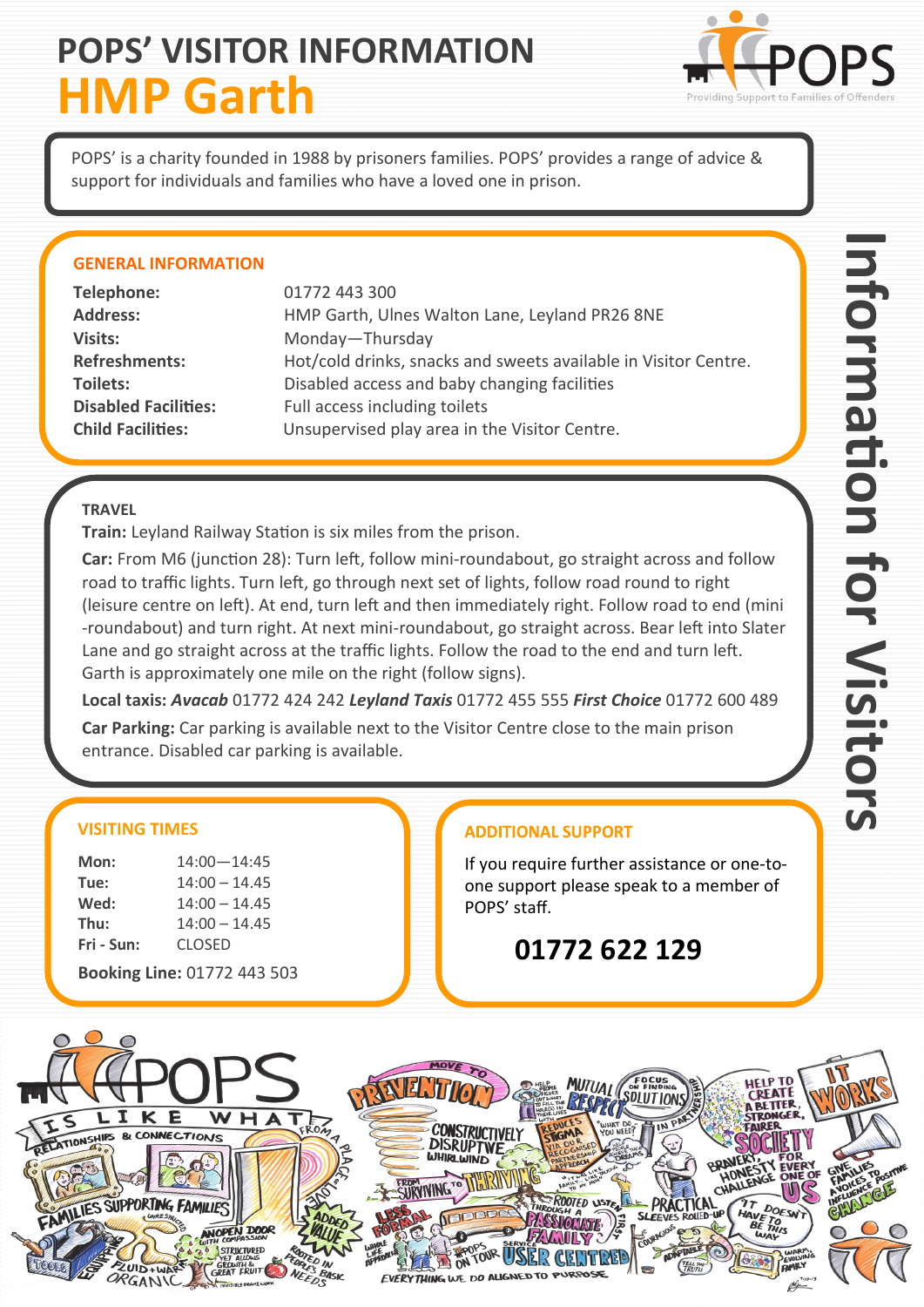# POPS' VISITOR INFORMATION

# HMP Garth

POPS' is a charity founded in 1988 by prisoners families. POPS' provides a range of advice & support for individuals and families who have a loved one in prison.

## GENERAL INFORMATION

| | |
|---|---|
| **Telephone:** | 01772 443 300 |
| **Address:** | HMP Garth, Ulnes Walton Lane, Leyland PR26 8NE |
| **Visits:** | Monday—Thursday |
| **Refreshments:** | Hot/cold drinks, snacks and sweets available in Visitor Centre. |
| **Toilets:** | Disabled access and baby changing facilities |
| **Disabled Facilities:** | Full access including toilets |
| **Child Facilities:** | Unsupervised play area in the Visitor Centre. |

## TRAVEL

**Train:** Leyland Railway Station is six miles from the prison.

**Car:** From M6 (junction 28): Turn left, follow mini-roundabout, go straight across and follow road to traffic lights. Turn left, go through next set of lights, follow road round to right (leisure centre on left). At end, turn left and then immediately right. Follow road to end (mini -roundabout) and turn right. At next mini-roundabout, go straight across. Bear left into Slater Lane and go straight across at the traffic lights. Follow the road to the end and turn left. Garth is approximately one mile on the right (follow signs).

**Local taxis:** ***Avacab*** 01772 424 242 ***Leyland Taxis*** 01772 455 555 ***First Choice*** 01772 600 489

**Car Parking:** Car parking is available next to the Visitor Centre close to the main prison entrance. Disabled car parking is available.

## VISITING TIMES

| | |
|---|---|
| **Mon:** | 14:00—14:45 |
| **Tue:** | 14:00 – 14.45 |
| **Wed:** | 14:00 – 14.45 |
| **Thu:** | 14:00 – 14.45 |
| **Fri - Sun:** | CLOSED |

**Booking Line:** 01772 443 503

## ADDITIONAL SUPPORT

If you require further assistance or one-to-one support please speak to a member of POPS' staff.

**01772 622 129**

Information for Visitors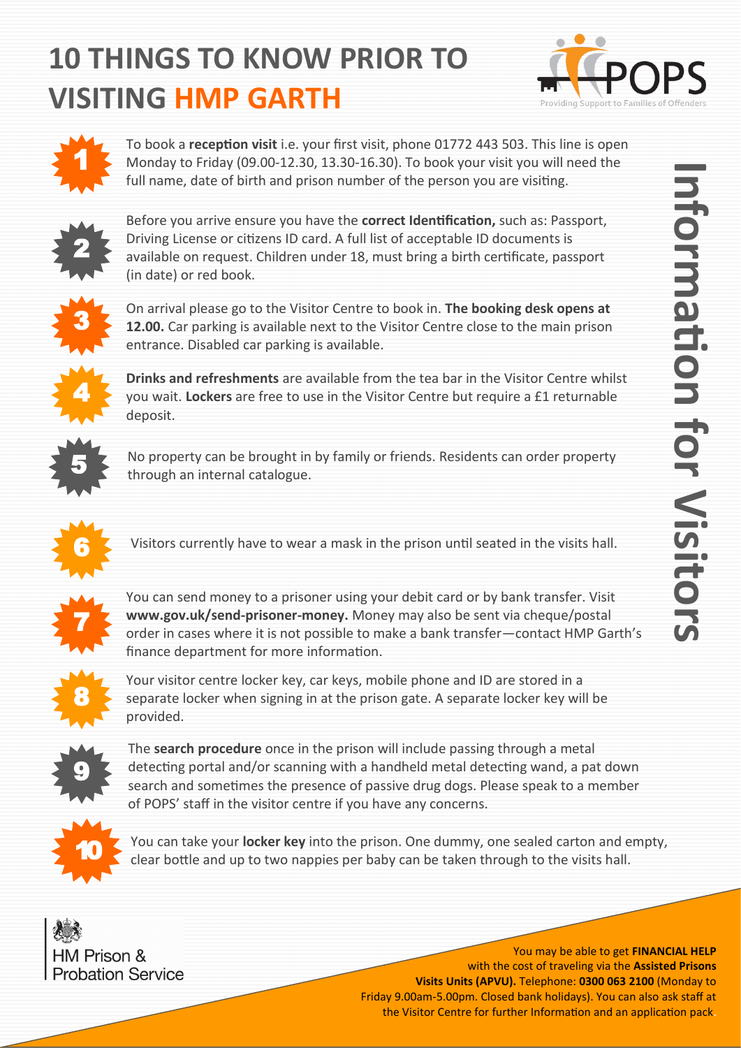# 10 THINGS TO KNOW PRIOR TO VISITING HMP GARTH

POPS
Providing Support to Families of Offenders

## Information for Visitors

1. To book a **reception visit** i.e. your first visit, phone 01772 443 503. This line is open Monday to Friday (09.00-12.30, 13.30-16.30). To book your visit you will need the full name, date of birth and prison number of the person you are visiting.

2. Before you arrive ensure you have the **correct Identification,** such as: Passport, Driving License or citizens ID card. A full list of acceptable ID documents is available on request. Children under 18, must bring a birth certificate, passport (in date) or red book.

3. On arrival please go to the Visitor Centre to book in. **The booking desk opens at 12.00.** Car parking is available next to the Visitor Centre close to the main prison entrance. Disabled car parking is available.

4. **Drinks and refreshments** are available from the tea bar in the Visitor Centre whilst you wait. **Lockers** are free to use in the Visitor Centre but require a £1 returnable deposit.

5. No property can be brought in by family or friends. Residents can order property through an internal catalogue.

6. Visitors currently have to wear a mask in the prison until seated in the visits hall.

7. You can send money to a prisoner using your debit card or by bank transfer. Visit **www.gov.uk/send-prisoner-money.** Money may also be sent via cheque/postal order in cases where it is not possible to make a bank transfer—contact HMP Garth's finance department for more information.

8. Your visitor centre locker key, car keys, mobile phone and ID are stored in a separate locker when signing in at the prison gate. A separate locker key will be provided.

9. The **search procedure** once in the prison will include passing through a metal detecting portal and/or scanning with a handheld metal detecting wand, a pat down search and sometimes the presence of passive drug dogs. Please speak to a member of POPS' staff in the visitor centre if you have any concerns.

10. You can take your **locker key** into the prison. One dummy, one sealed carton and empty, clear bottle and up to two nappies per baby can be taken through to the visits hall.

HM Prison & Probation Service

You may be able to get **FINANCIAL HELP** with the cost of traveling via the **Assisted Prisons Visits Units (APVU).** Telephone: **0300 063 2100** (Monday to Friday 9.00am-5.00pm. Closed bank holidays). You can also ask staff at the Visitor Centre for further Information and an application pack.